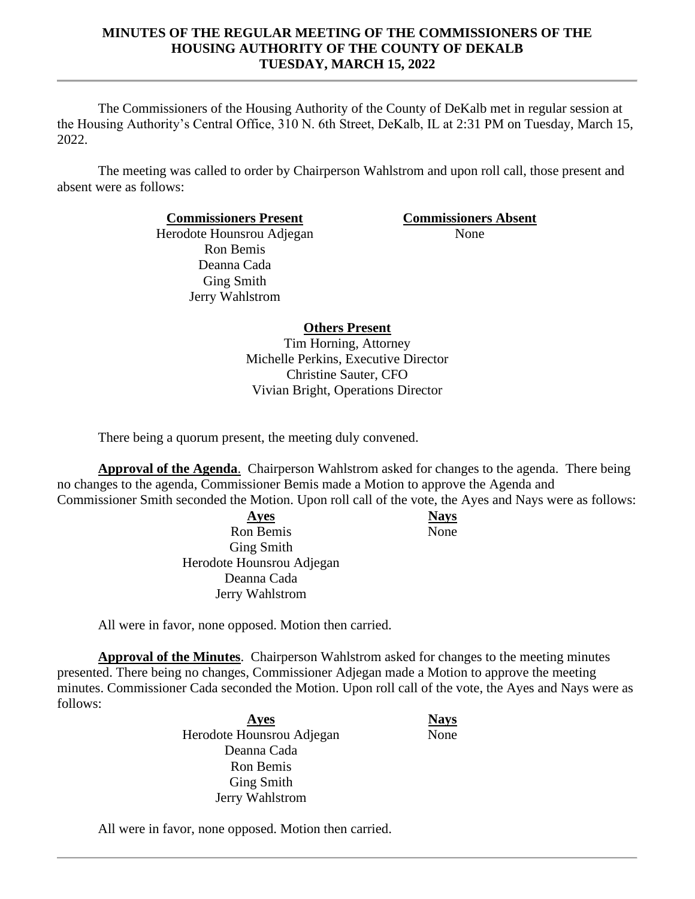# MINUTES OF THE REGULAR MEETING OF THE COMMISSIONERS OF THE HOUSING AUTHORITY OF THE COUNTY OF DEKALB
## TUESDAY, MARCH 15, 2022

The Commissioners of the Housing Authority of the County of DeKalb met in regular session at the Housing Authority's Central Office, 310 N. 6th Street, DeKalb, IL at 2:31 PM on Tuesday, March 15, 2022.

The meeting was called to order by Chairperson Wahlstrom and upon roll call, those present and absent were as follows:

| **Commissioners Present** | **Commissioners Absent** |
|---|---|
| Herodote Hounsrou Adjegan | None |
| Ron Bemis | |
| Deanna Cada | |
| Ging Smith | |
| Jerry Wahlstrom | |

**Others Present**

Tim Horning, Attorney
Michelle Perkins, Executive Director
Christine Sauter, CFO
Vivian Bright, Operations Director

There being a quorum present, the meeting duly convened.

**Approval of the Agenda**. Chairperson Wahlstrom asked for changes to the agenda. There being no changes to the agenda, Commissioner Bemis made a Motion to approve the Agenda and Commissioner Smith seconded the Motion. Upon roll call of the vote, the Ayes and Nays were as follows:

| **Ayes** | **Nays** |
|---|---|
| Ron Bemis | None |
| Ging Smith | |
| Herodote Hounsrou Adjegan | |
| Deanna Cada | |
| Jerry Wahlstrom | |

All were in favor, none opposed. Motion then carried.

**Approval of the Minutes**. Chairperson Wahlstrom asked for changes to the meeting minutes presented. There being no changes, Commissioner Adjegan made a Motion to approve the meeting minutes. Commissioner Cada seconded the Motion. Upon roll call of the vote, the Ayes and Nays were as follows:

| **Ayes** | **Nays** |
|---|---|
| Herodote Hounsrou Adjegan | None |
| Deanna Cada | |
| Ron Bemis | |
| Ging Smith | |
| Jerry Wahlstrom | |

All were in favor, none opposed. Motion then carried.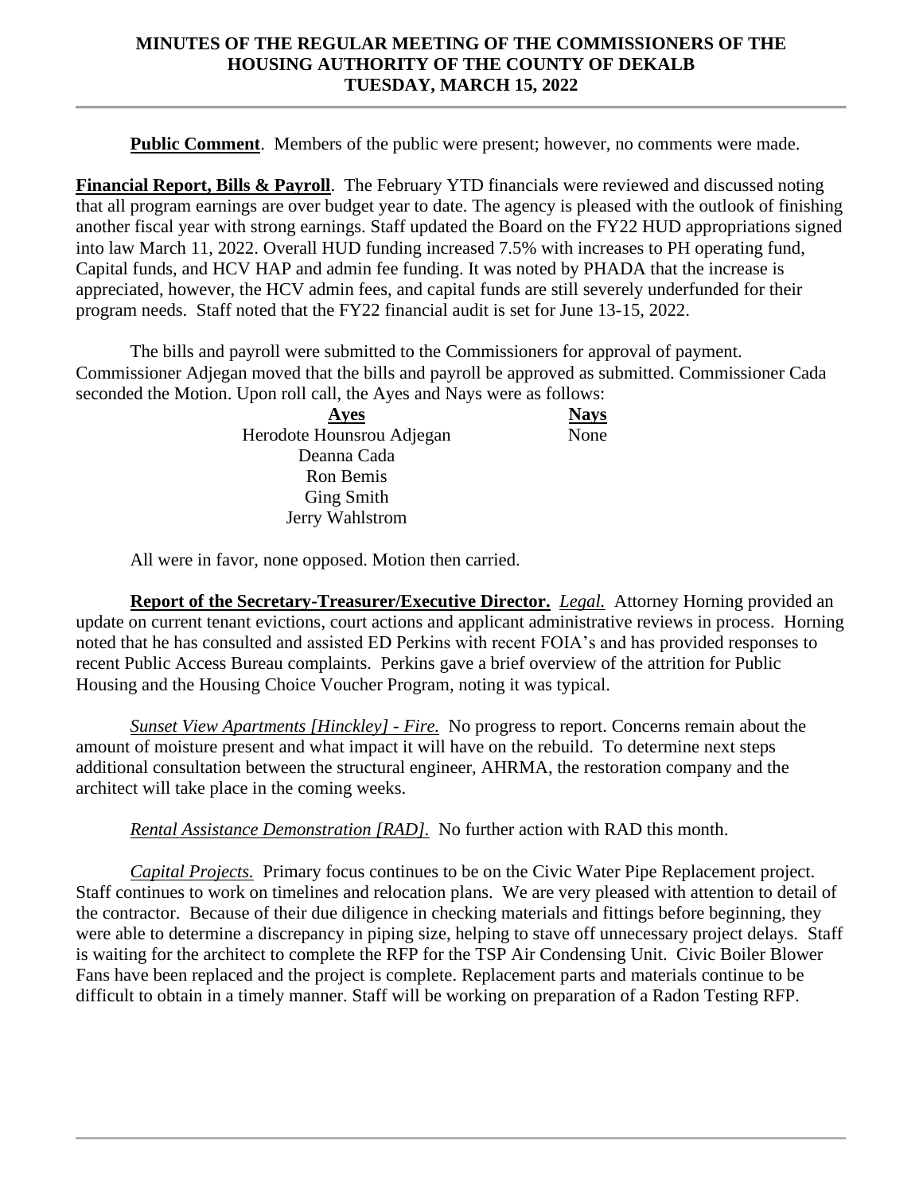**Public Comment**. Members of the public were present; however, no comments were made.

**Financial Report, Bills & Payroll**. The February YTD financials were reviewed and discussed noting that all program earnings are over budget year to date. The agency is pleased with the outlook of finishing another fiscal year with strong earnings. Staff updated the Board on the FY22 HUD appropriations signed into law March 11, 2022. Overall HUD funding increased 7.5% with increases to PH operating fund, Capital funds, and HCV HAP and admin fee funding. It was noted by PHADA that the increase is appreciated, however, the HCV admin fees, and capital funds are still severely underfunded for their program needs. Staff noted that the FY22 financial audit is set for June 13-15, 2022.

The bills and payroll were submitted to the Commissioners for approval of payment. Commissioner Adjegan moved that the bills and payroll be approved as submitted. Commissioner Cada seconded the Motion. Upon roll call, the Ayes and Nays were as follows:

| Ayes | Nays |
|---|---|
| Herodote Hounsrou Adjegan | None |
| Deanna Cada | |
| Ron Bemis | |
| Ging Smith | |
| Jerry Wahlstrom | |

All were in favor, none opposed. Motion then carried.

**Report of the Secretary-Treasurer/Executive Director.** *Legal.* Attorney Horning provided an update on current tenant evictions, court actions and applicant administrative reviews in process. Horning noted that he has consulted and assisted ED Perkins with recent FOIA's and has provided responses to recent Public Access Bureau complaints. Perkins gave a brief overview of the attrition for Public Housing and the Housing Choice Voucher Program, noting it was typical.

*Sunset View Apartments [Hinckley] - Fire.* No progress to report. Concerns remain about the amount of moisture present and what impact it will have on the rebuild. To determine next steps additional consultation between the structural engineer, AHRMA, the restoration company and the architect will take place in the coming weeks.

*Rental Assistance Demonstration [RAD].* No further action with RAD this month.

*Capital Projects.* Primary focus continues to be on the Civic Water Pipe Replacement project. Staff continues to work on timelines and relocation plans. We are very pleased with attention to detail of the contractor. Because of their due diligence in checking materials and fittings before beginning, they were able to determine a discrepancy in piping size, helping to stave off unnecessary project delays. Staff is waiting for the architect to complete the RFP for the TSP Air Condensing Unit. Civic Boiler Blower Fans have been replaced and the project is complete. Replacement parts and materials continue to be difficult to obtain in a timely manner. Staff will be working on preparation of a Radon Testing RFP.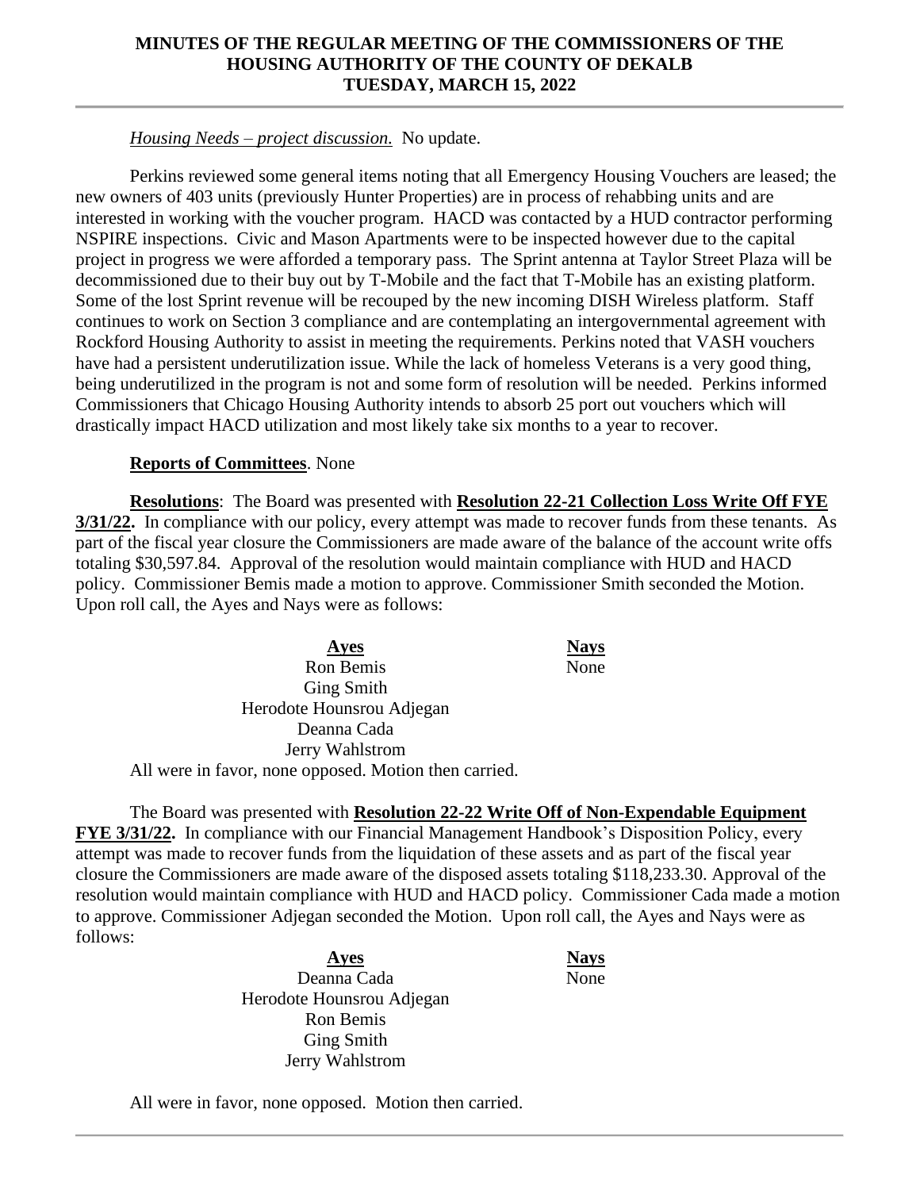*Housing Needs – project discussion.* No update.

Perkins reviewed some general items noting that all Emergency Housing Vouchers are leased; the new owners of 403 units (previously Hunter Properties) are in process of rehabbing units and are interested in working with the voucher program. HACD was contacted by a HUD contractor performing NSPIRE inspections. Civic and Mason Apartments were to be inspected however due to the capital project in progress we were afforded a temporary pass. The Sprint antenna at Taylor Street Plaza will be decommissioned due to their buy out by T-Mobile and the fact that T-Mobile has an existing platform. Some of the lost Sprint revenue will be recouped by the new incoming DISH Wireless platform. Staff continues to work on Section 3 compliance and are contemplating an intergovernmental agreement with Rockford Housing Authority to assist in meeting the requirements. Perkins noted that VASH vouchers have had a persistent underutilization issue. While the lack of homeless Veterans is a very good thing, being underutilized in the program is not and some form of resolution will be needed. Perkins informed Commissioners that Chicago Housing Authority intends to absorb 25 port out vouchers which will drastically impact HACD utilization and most likely take six months to a year to recover.

**Reports of Committees**. None

**Resolutions**: The Board was presented with **Resolution 22-21 Collection Loss Write Off FYE 3/31/22.** In compliance with our policy, every attempt was made to recover funds from these tenants. As part of the fiscal year closure the Commissioners are made aware of the balance of the account write offs totaling $30,597.84. Approval of the resolution would maintain compliance with HUD and HACD policy. Commissioner Bemis made a motion to approve. Commissioner Smith seconded the Motion. Upon roll call, the Ayes and Nays were as follows:

| Ayes | Nays |
|---|---|
| Ron Bemis | None |
| Ging Smith | |
| Herodote Hounsrou Adjegan | |
| Deanna Cada | |
| Jerry Wahlstrom | |

All were in favor, none opposed. Motion then carried.

The Board was presented with **Resolution 22-22 Write Off of Non-Expendable Equipment FYE 3/31/22.** In compliance with our Financial Management Handbook's Disposition Policy, every attempt was made to recover funds from the liquidation of these assets and as part of the fiscal year closure the Commissioners are made aware of the disposed assets totaling $118,233.30. Approval of the resolution would maintain compliance with HUD and HACD policy. Commissioner Cada made a motion to approve. Commissioner Adjegan seconded the Motion. Upon roll call, the Ayes and Nays were as follows:

| Ayes | Nays |
|---|---|
| Deanna Cada | None |
| Herodote Hounsrou Adjegan | |
| Ron Bemis | |
| Ging Smith | |
| Jerry Wahlstrom | |

All were in favor, none opposed. Motion then carried.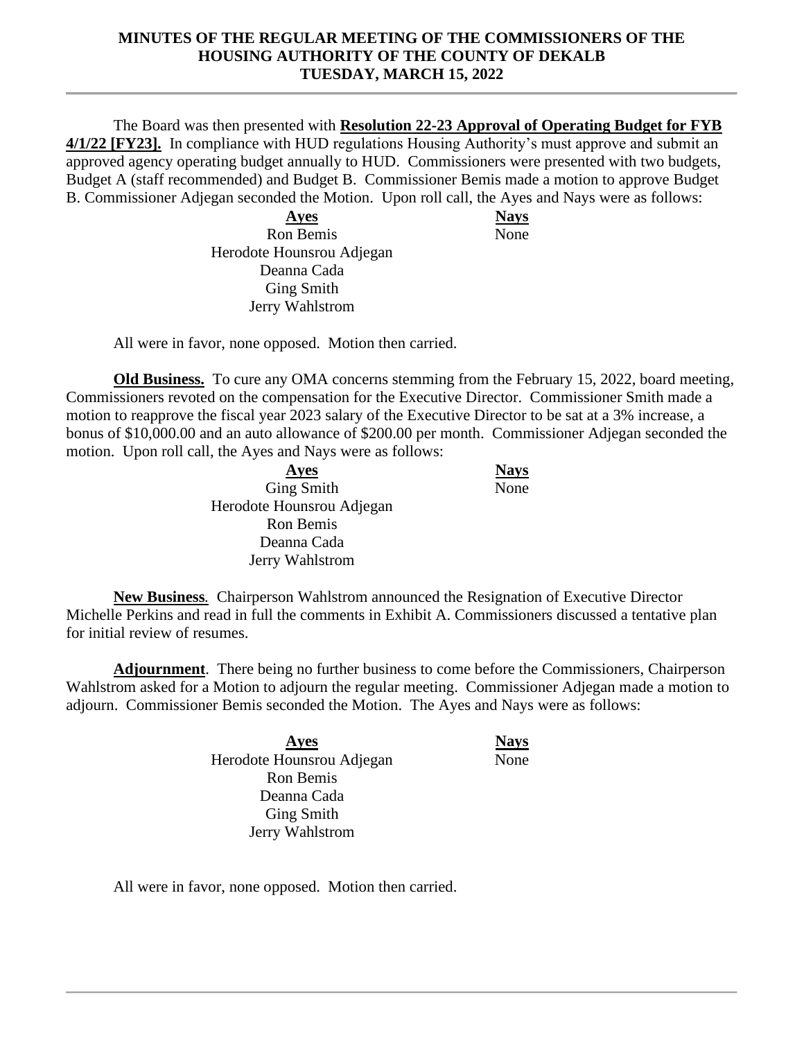The Board was then presented with **Resolution 22-23 Approval of Operating Budget for FYB 4/1/22 [FY23].** In compliance with HUD regulations Housing Authority's must approve and submit an approved agency operating budget annually to HUD. Commissioners were presented with two budgets, Budget A (staff recommended) and Budget B. Commissioner Bemis made a motion to approve Budget B. Commissioner Adjegan seconded the Motion. Upon roll call, the Ayes and Nays were as follows:

| Ayes | Nays |
|---|---|
| Ron Bemis | None |
| Herodote Hounsrou Adjegan | |
| Deanna Cada | |
| Ging Smith | |
| Jerry Wahlstrom | |

All were in favor, none opposed. Motion then carried.

**Old Business.** To cure any OMA concerns stemming from the February 15, 2022, board meeting, Commissioners revoted on the compensation for the Executive Director. Commissioner Smith made a motion to reapprove the fiscal year 2023 salary of the Executive Director to be sat at a 3% increase, a bonus of $10,000.00 and an auto allowance of $200.00 per month. Commissioner Adjegan seconded the motion. Upon roll call, the Ayes and Nays were as follows:

| Ayes | Nays |
|---|---|
| Ging Smith | None |
| Herodote Hounsrou Adjegan | |
| Ron Bemis | |
| Deanna Cada | |
| Jerry Wahlstrom | |

**New Business**. Chairperson Wahlstrom announced the Resignation of Executive Director Michelle Perkins and read in full the comments in Exhibit A. Commissioners discussed a tentative plan for initial review of resumes.

**Adjournment**. There being no further business to come before the Commissioners, Chairperson Wahlstrom asked for a Motion to adjourn the regular meeting. Commissioner Adjegan made a motion to adjourn. Commissioner Bemis seconded the Motion. The Ayes and Nays were as follows:

| Ayes | Nays |
|---|---|
| Herodote Hounsrou Adjegan | None |
| Ron Bemis | |
| Deanna Cada | |
| Ging Smith | |
| Jerry Wahlstrom | |

All were in favor, none opposed. Motion then carried.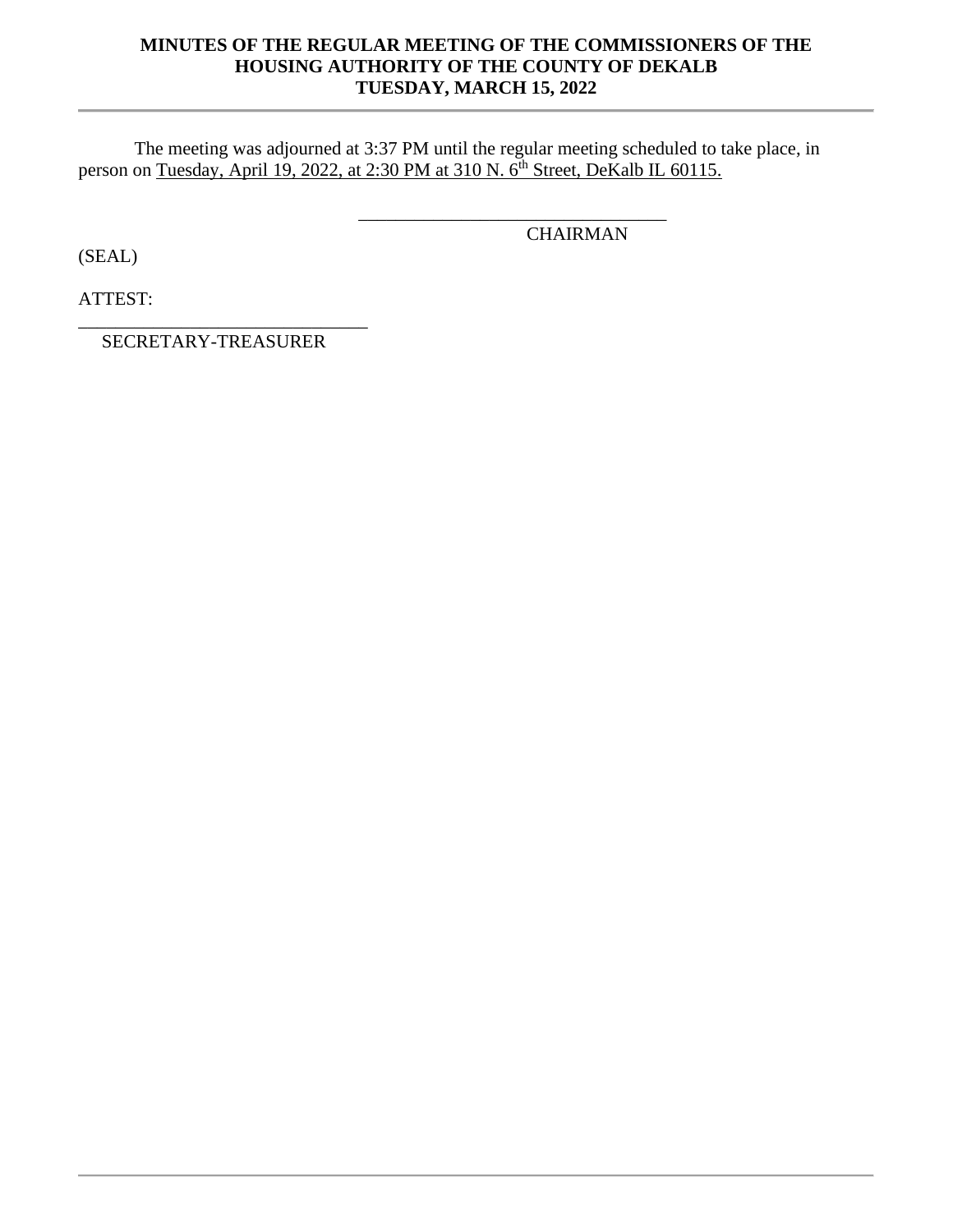The meeting was adjourned at 3:37 PM until the regular meeting scheduled to take place, in person on Tuesday, April 19, 2022, at 2:30 PM at 310 N. 6th Street, DeKalb IL 60115.

\_\_\_\_\_\_\_\_\_\_\_\_\_\_\_\_\_\_\_\_\_\_\_\_\_\_\_\_\_\_\_\_

CHAIRMAN

(SEAL)

ATTEST:

\_\_\_\_\_\_\_\_\_\_\_\_\_\_\_\_\_\_\_\_\_\_\_\_\_\_\_\_\_\_

SECRETARY-TREASURER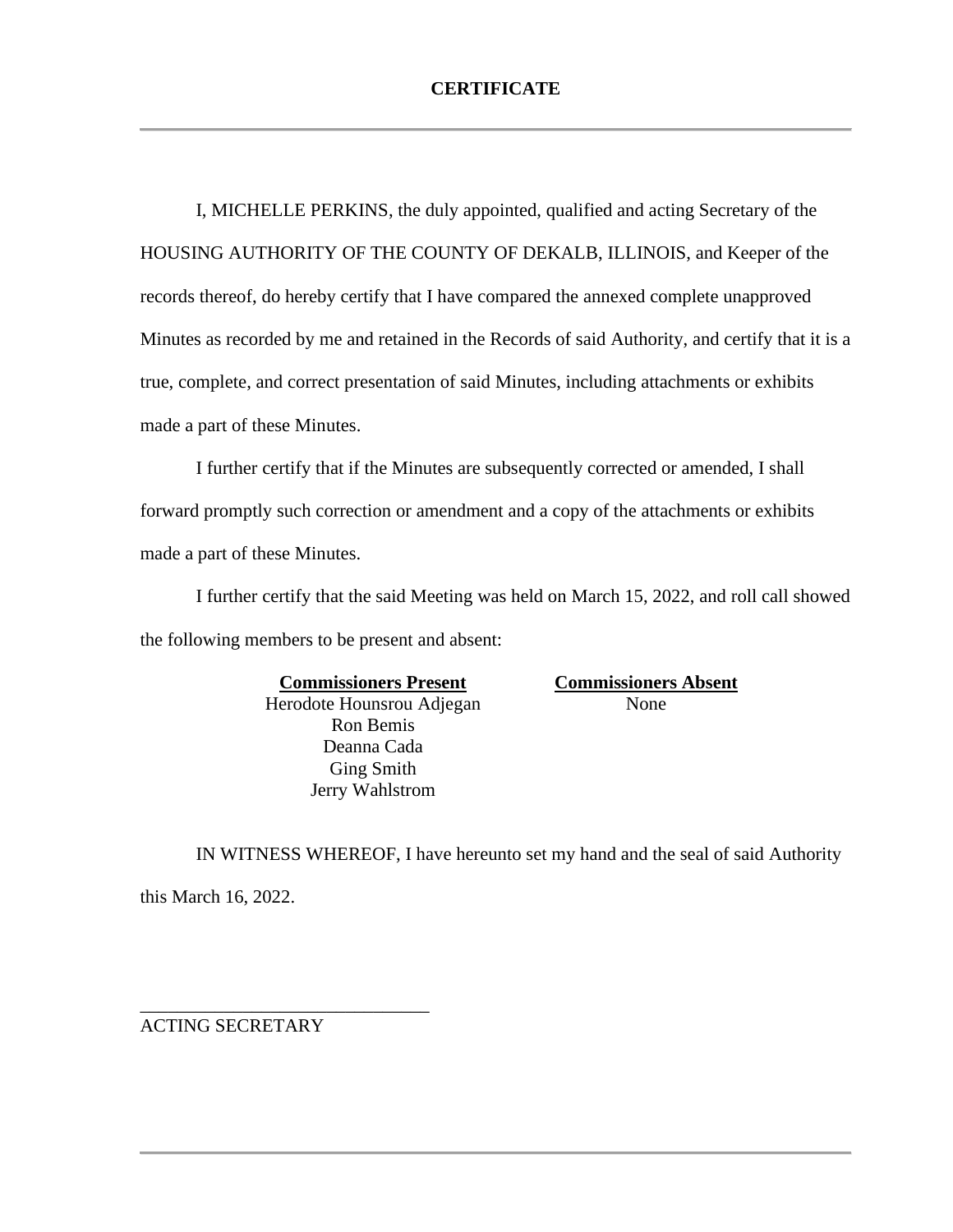# CERTIFICATE

I, MICHELLE PERKINS, the duly appointed, qualified and acting Secretary of the HOUSING AUTHORITY OF THE COUNTY OF DEKALB, ILLINOIS, and Keeper of the records thereof, do hereby certify that I have compared the annexed complete unapproved Minutes as recorded by me and retained in the Records of said Authority, and certify that it is a true, complete, and correct presentation of said Minutes, including attachments or exhibits made a part of these Minutes.

I further certify that if the Minutes are subsequently corrected or amended, I shall forward promptly such correction or amendment and a copy of the attachments or exhibits made a part of these Minutes.

I further certify that the said Meeting was held on March 15, 2022, and roll call showed the following members to be present and absent:

| Commissioners Present | Commissioners Absent |
|---|---|
| Herodote Hounsrou Adjegan | None |
| Ron Bemis | |
| Deanna Cada | |
| Ging Smith | |
| Jerry Wahlstrom | |

IN WITNESS WHEREOF, I have hereunto set my hand and the seal of said Authority this March 16, 2022.

\_\_\_\_\_\_\_\_\_\_\_\_\_\_\_\_\_\_\_\_\_\_\_\_\_\_\_\_\_\_

ACTING SECRETARY